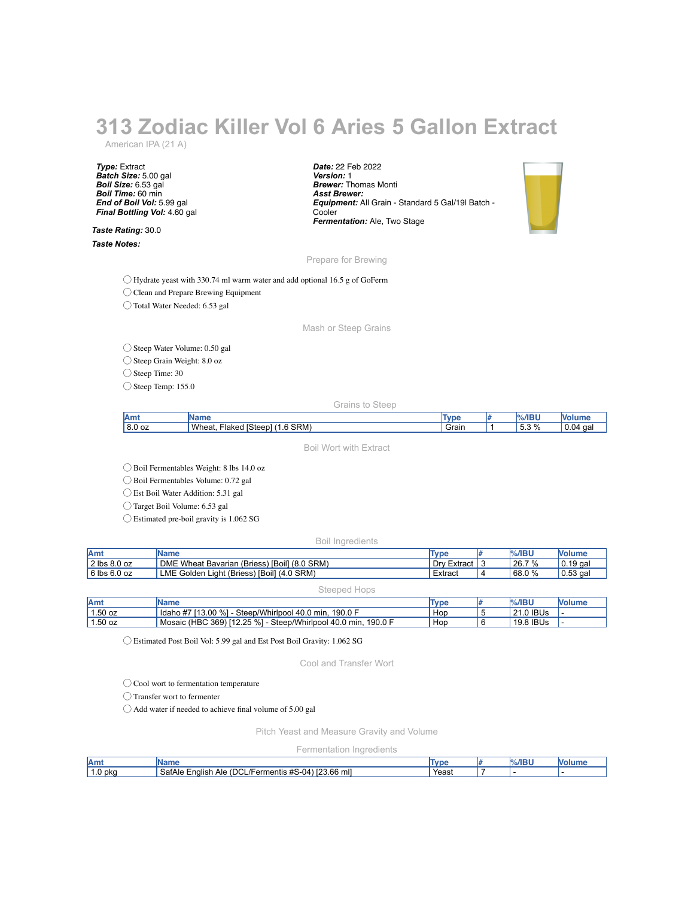# 313 Zodiac Killer Vol 6 Aries 5 Gallon Extract

American IPA (21 A)

***Type:*** Extract
***Batch Size:*** 5.00 gal
***Boil Size:*** 6.53 gal
***Boil Time:*** 60 min
***End of Boil Vol:*** 5.99 gal
***Final Bottling Vol:*** 4.60 gal

***Date:*** 22 Feb 2022
***Version:*** 1
***Brewer:*** Thomas Monti
***Asst Brewer:***
***Equipment:*** All Grain - Standard 5 Gal/19l Batch - Cooler
***Fermentation:*** Ale, Two Stage

***Taste Rating:*** 30.0

***Taste Notes:***

## Prepare for Brewing

- ◯ Hydrate yeast with 330.74 ml warm water and add optional 16.5 g of GoFerm
- ◯ Clean and Prepare Brewing Equipment
- ◯ Total Water Needed: 6.53 gal

## Mash or Steep Grains

- ◯ Steep Water Volume: 0.50 gal
- ◯ Steep Grain Weight: 8.0 oz
- ◯ Steep Time: 30
- ◯ Steep Temp: 155.0

### Grains to Steep

| Amt | Name | Type | # | %/IBU | Volume |
|---|---|---|---|---|---|
| 8.0 oz | Wheat, Flaked [Steep] (1.6 SRM) | Grain | 1 | 5.3 % | 0.04 gal |

## Boil Wort with Extract

- ◯ Boil Fermentables Weight: 8 lbs 14.0 oz
- ◯ Boil Fermentables Volume: 0.72 gal
- ◯ Est Boil Water Addition: 5.31 gal
- ◯ Target Boil Volume: 6.53 gal
- ◯ Estimated pre-boil gravity is 1.062 SG

### Boil Ingredients

| Amt | Name | Type | # | %/IBU | Volume |
|---|---|---|---|---|---|
| 2 lbs 8.0 oz | DME Wheat Bavarian (Briess) [Boil] (8.0 SRM) | Dry Extract | 3 | 26.7 % | 0.19 gal |
| 6 lbs 6.0 oz | LME Golden Light (Briess) [Boil] (4.0 SRM) | Extract | 4 | 68.0 % | 0.53 gal |

### Steeped Hops

| Amt | Name | Type | # | %/IBU | Volume |
|---|---|---|---|---|---|
| 1.50 oz | Idaho #7 [13.00 %] - Steep/Whirlpool 40.0 min, 190.0 F | Hop | 5 | 21.0 IBUs | - |
| 1.50 oz | Mosaic (HBC 369) [12.25 %] - Steep/Whirlpool 40.0 min, 190.0 F | Hop | 6 | 19.8 IBUs | - |

- ◯ Estimated Post Boil Vol: 5.99 gal and Est Post Boil Gravity: 1.062 SG

## Cool and Transfer Wort

- ◯ Cool wort to fermentation temperature
- ◯ Transfer wort to fermenter
- ◯ Add water if needed to achieve final volume of 5.00 gal

## Pitch Yeast and Measure Gravity and Volume

### Fermentation Ingredients

| Amt | Name | Type | # | %/IBU | Volume |
|---|---|---|---|---|---|
| 1.0 pkg | SafAle English Ale (DCL/Fermentis #S-04) [23.66 ml] | Yeast | 7 | - | - |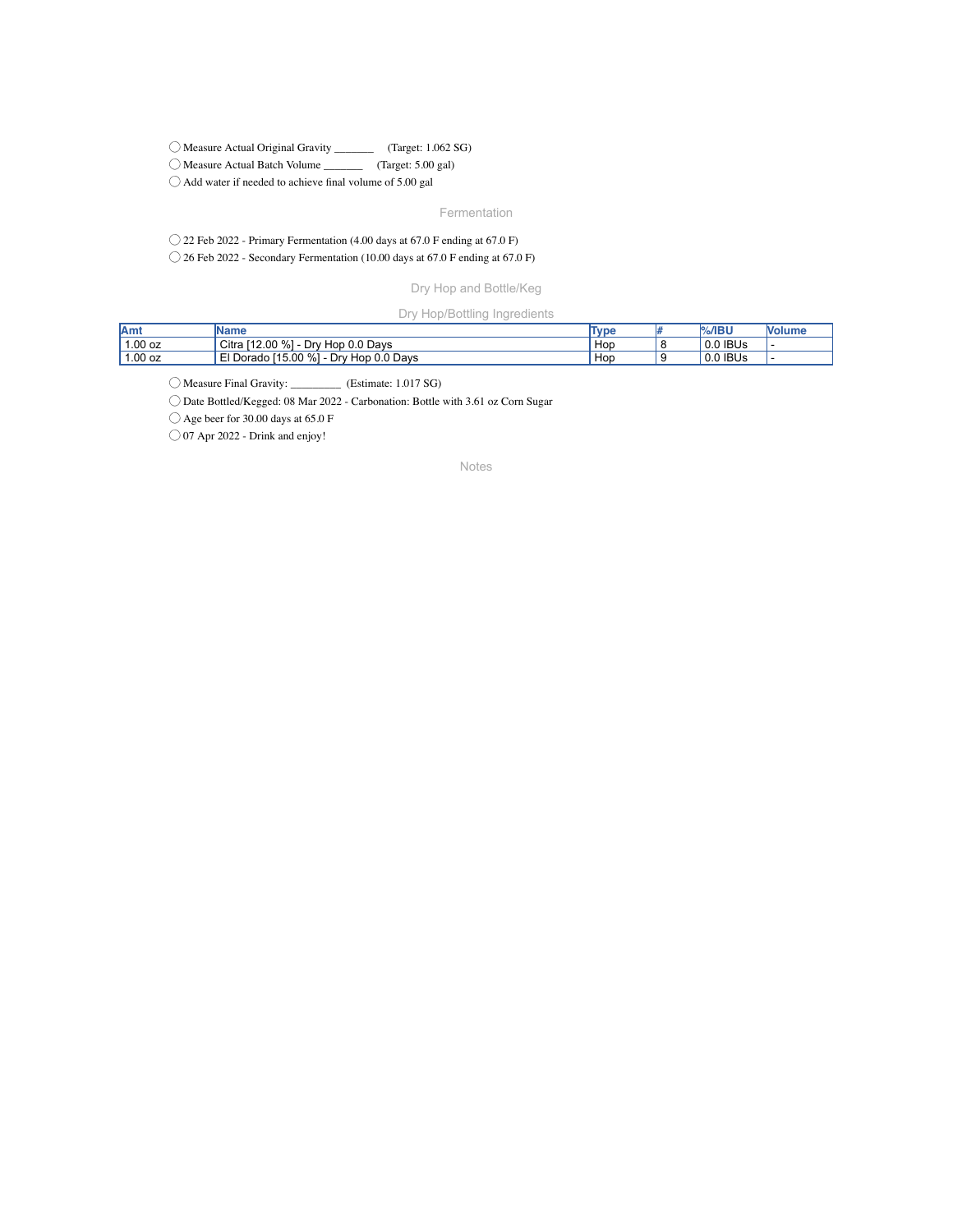◯ Measure Actual Original Gravity _______ (Target: 1.062 SG)

◯ Measure Actual Batch Volume _______ (Target: 5.00 gal)

◯ Add water if needed to achieve final volume of 5.00 gal

## Fermentation

◯ 22 Feb 2022 - Primary Fermentation (4.00 days at 67.0 F ending at 67.0 F)

◯ 26 Feb 2022 - Secondary Fermentation (10.00 days at 67.0 F ending at 67.0 F)

## Dry Hop and Bottle/Keg

### Dry Hop/Bottling Ingredients

| Amt | Name | Type | # | %/IBU | Volume |
|---|---|---|---|---|---|
| 1.00 oz | Citra [12.00 %] - Dry Hop 0.0 Days | Hop | 8 | 0.0 IBUs | - |
| 1.00 oz | El Dorado [15.00 %] - Dry Hop 0.0 Days | Hop | 9 | 0.0 IBUs | - |

◯ Measure Final Gravity: _________ (Estimate: 1.017 SG)

◯ Date Bottled/Kegged: 08 Mar 2022 - Carbonation: Bottle with 3.61 oz Corn Sugar

◯ Age beer for 30.00 days at 65.0 F

◯ 07 Apr 2022 - Drink and enjoy!

## Notes